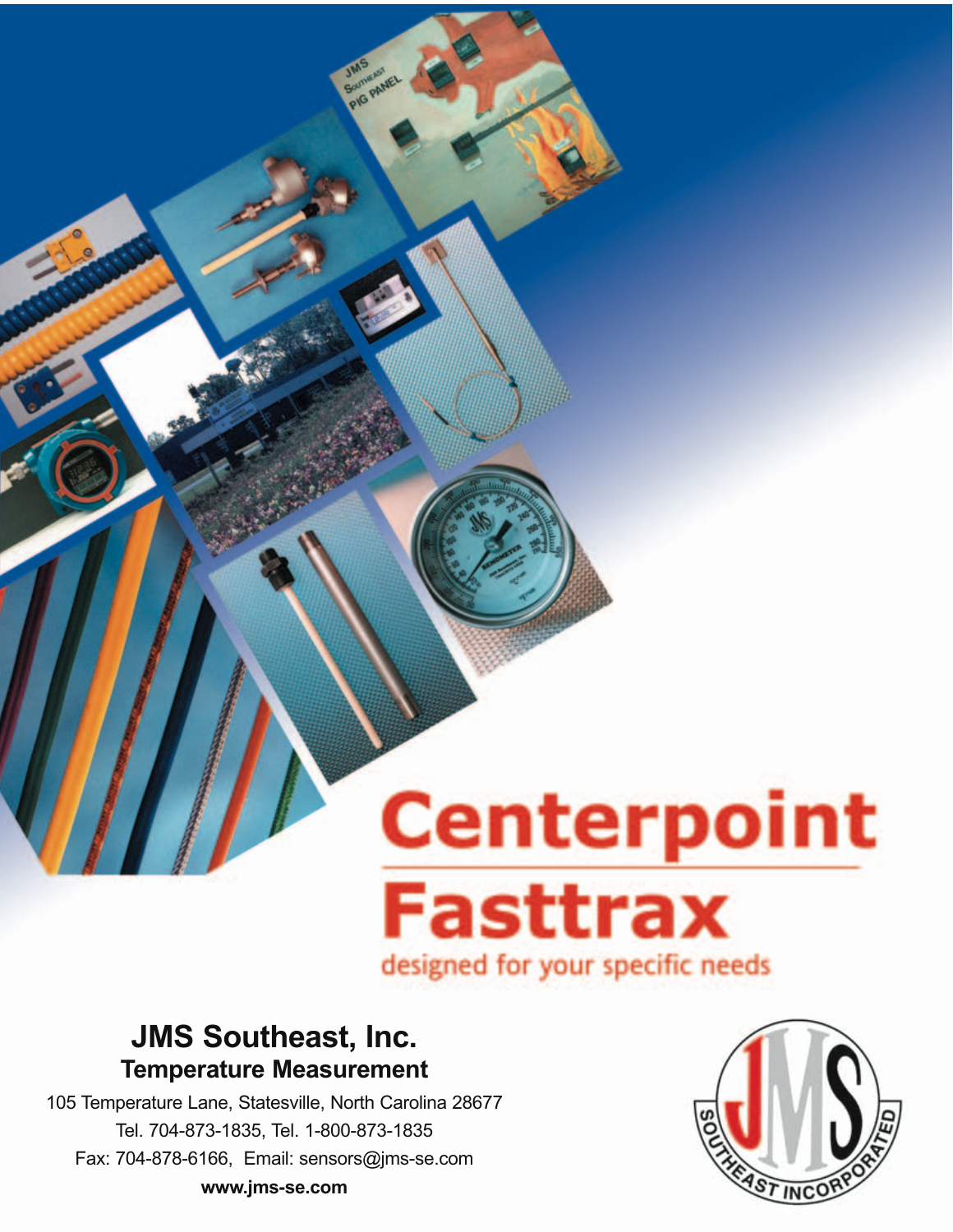# Centerpoint Fasttrax

designed for your specific needs

## JMS Southeast, Inc.

### Temperature Measurement

105 Temperature Lane, Statesville, North Carolina 28677

Tel. 704-873-1835, Tel. 1-800-873-1835

Fax: 704-878-6166, Email: sensors@jms-se.com

**www.jms-se.com**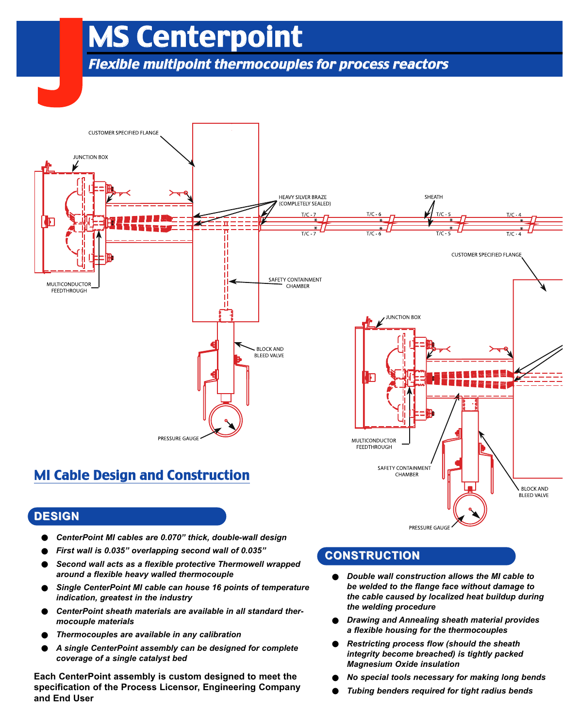# MS Centerpoint

*Flexible multipoint thermocouples for process reactors*

CUSTOMER SPECIFIED FLANGE

JUNCTION BOX

HEAVY SILVER BRAZE (COMPLETELY SEALED)

SHEATH

T/C - 7 T/C - 6 T/C - 5 T/C - 4

MULTICONDUCTOR FEEDTHROUGH

SAFETY CONTAINMENT CHAMBER

BLOCK AND BLEED VALVE

PRESSURE GAUGE

## MI Cable Design and Construction

### DESIGN

- *CenterPoint MI cables are 0.070" thick, double-wall design*
- *First wall is 0.035" overlapping second wall of 0.035"*
- *Second wall acts as a flexible protective Thermowell wrapped around a flexible heavy walled thermocouple*
- *Single CenterPoint MI cable can house 16 points of temperature indication, greatest in the industry*
- *CenterPoint sheath materials are available in all standard thermocouple materials*
- *Thermocouples are available in any calibration*
- *A single CenterPoint assembly can be designed for complete coverage of a single catalyst bed*

**Each CenterPoint assembly is custom designed to meet the specification of the Process Licensor, Engineering Company and End User**

### CONSTRUCTION

- *Double wall construction allows the MI cable to be welded to the flange face without damage to the cable caused by localized heat buildup during the welding procedure*
- *Drawing and Annealing sheath material provides a flexible housing for the thermocouples*
- *Restricting process flow (should the sheath integrity become breached) is tightly packed Magnesium Oxide insulation*
- *No special tools necessary for making long bends*
- *Tubing benders required for tight radius bends*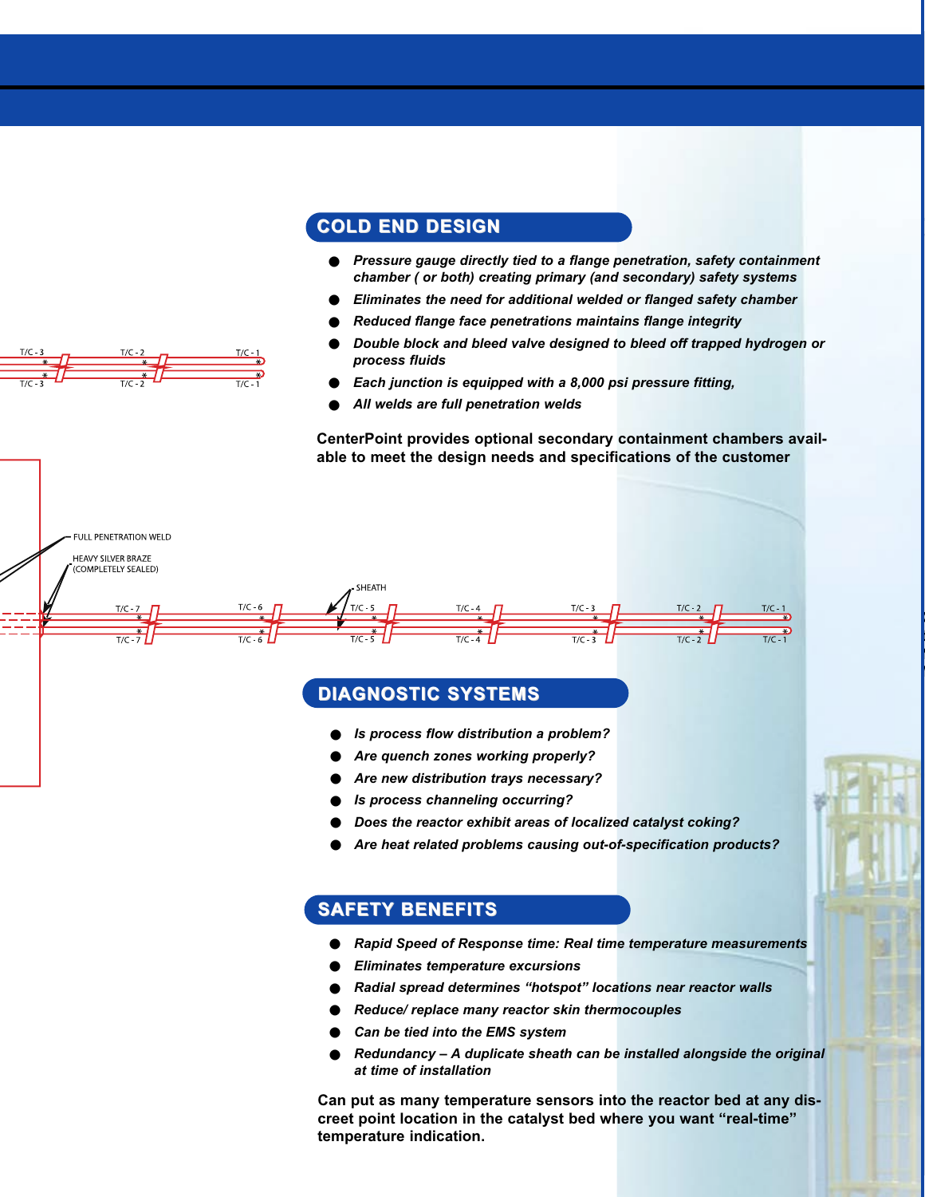## COLD END DESIGN

- *Pressure gauge directly tied to a flange penetration, safety containment chamber ( or both) creating primary (and secondary) safety systems*
- *Eliminates the need for additional welded or flanged safety chamber*
- *Reduced flange face penetrations maintains flange integrity*
- *Double block and bleed valve designed to bleed off trapped hydrogen or process fluids*
- *Each junction is equipped with a 8,000 psi pressure fitting,*
- *All welds are full penetration welds*

**CenterPoint provides optional secondary containment chambers available to meet the design needs and specifications of the customer**

T/C - 3 T/C - 2 T/C - 1

FULL PENETRATION WELD

HEAVY SILVER BRAZE (COMPLETELY SEALED)

SHEATH

T/C - 7 T/C - 6 T/C - 5 T/C - 4 T/C - 3 T/C - 2 T/C - 1

## DIAGNOSTIC SYSTEMS

- *Is process flow distribution a problem?*
- *Are quench zones working properly?*
- *Are new distribution trays necessary?*
- *Is process channeling occurring?*
- *Does the reactor exhibit areas of localized catalyst coking?*
- *Are heat related problems causing out-of-specification products?*

## SAFETY BENEFITS

- *Rapid Speed of Response time: Real time temperature measurements*
- *Eliminates temperature excursions*
- *Radial spread determines "hotspot" locations near reactor walls*
- *Reduce/ replace many reactor skin thermocouples*
- *Can be tied into the EMS system*
- *Redundancy – A duplicate sheath can be installed alongside the original at time of installation*

**Can put as many temperature sensors into the reactor bed at any discreet point location in the catalyst bed where you want "real-time" temperature indication.**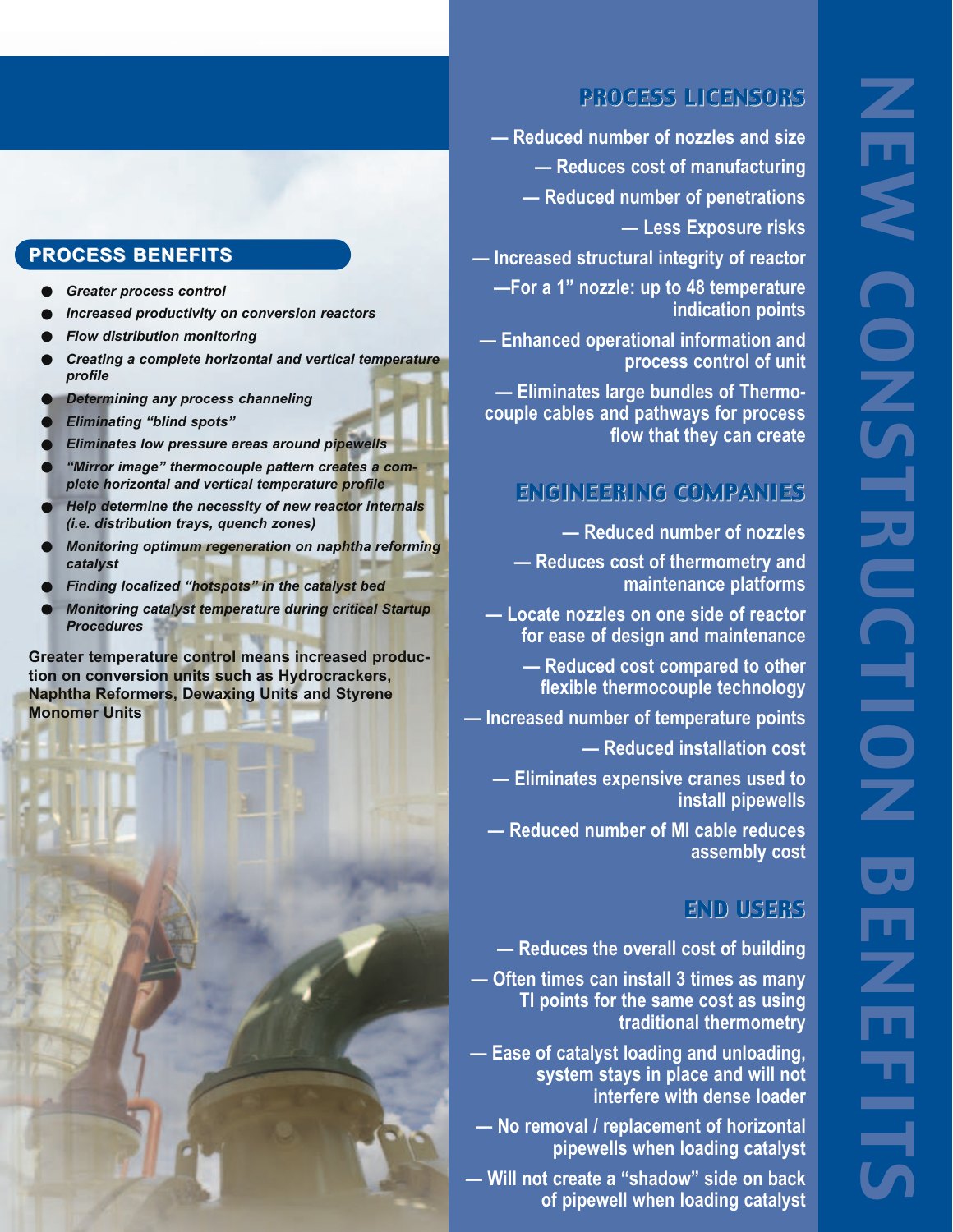# NEW CONSTRUCTION BENEFITS

## PROCESS BENEFITS

- *Greater process control*
- *Increased productivity on conversion reactors*
- *Flow distribution monitoring*
- *Creating a complete horizontal and vertical temperature profile*
- *Determining any process channeling*
- *Eliminating "blind spots"*
- *Eliminates low pressure areas around pipewells*
- *"Mirror image" thermocouple pattern creates a complete horizontal and vertical temperature profile*
- *Help determine the necessity of new reactor internals (i.e. distribution trays, quench zones)*
- *Monitoring optimum regeneration on naphtha reforming catalyst*
- *Finding localized "hotspots" in the catalyst bed*
- *Monitoring catalyst temperature during critical Startup Procedures*

**Greater temperature control means increased production on conversion units such as Hydrocrackers, Naphtha Reformers, Dewaxing Units and Styrene Monomer Units**

## PROCESS LICENSORS

**— Reduced number of nozzles and size**

**— Reduces cost of manufacturing**

**— Reduced number of penetrations**

**— Less Exposure risks**

**— Increased structural integrity of reactor**

**—For a 1" nozzle: up to 48 temperature indication points**

**— Enhanced operational information and process control of unit**

**— Eliminates large bundles of Thermocouple cables and pathways for process flow that they can create**

## ENGINEERING COMPANIES

**— Reduced number of nozzles**

**— Reduces cost of thermometry and maintenance platforms**

**— Locate nozzles on one side of reactor for ease of design and maintenance**

**— Reduced cost compared to other flexible thermocouple technology**

**— Increased number of temperature points**

**— Reduced installation cost**

**— Eliminates expensive cranes used to install pipewells**

**— Reduced number of MI cable reduces assembly cost**

## END USERS

**— Reduces the overall cost of building**

**— Often times can install 3 times as many TI points for the same cost as using traditional thermometry**

**— Ease of catalyst loading and unloading, system stays in place and will not interfere with dense loader**

**— No removal / replacement of horizontal pipewells when loading catalyst**

**— Will not create a "shadow" side on back of pipewell when loading catalyst**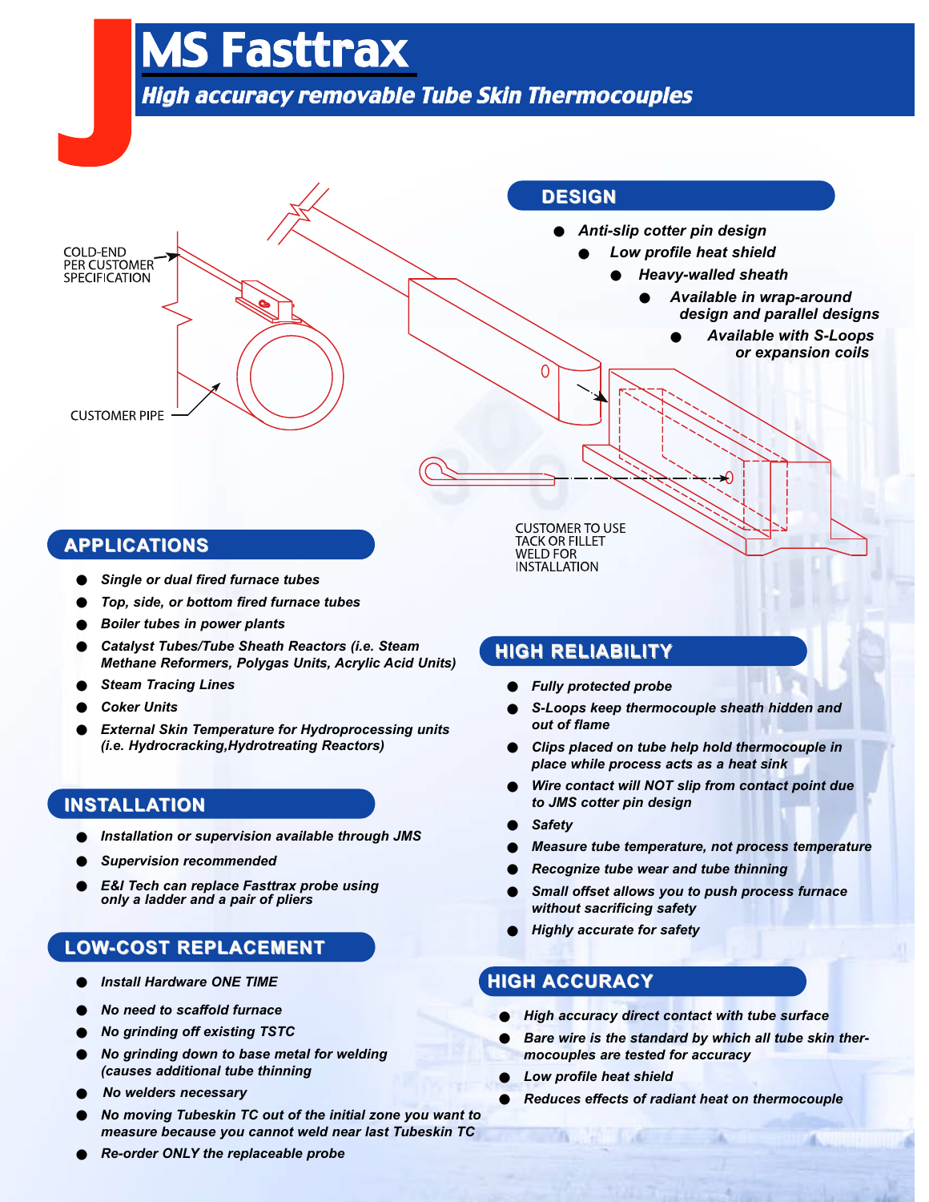# MS Fasttrax

## *High accuracy removable Tube Skin Thermocouples*

COLD-END PER CUSTOMER SPECIFICATION

CUSTOMER PIPE

CUSTOMER TO USE TACK OR FILLET WELD FOR INSTALLATION

## DESIGN

- *Anti-slip cotter pin design*
- *Low profile heat shield*
- *Heavy-walled sheath*
- *Available in wrap-around design and parallel designs*
- *Available with S-Loops or expansion coils*

## APPLICATIONS

- *Single or dual fired furnace tubes*
- *Top, side, or bottom fired furnace tubes*
- *Boiler tubes in power plants*
- *Catalyst Tubes/Tube Sheath Reactors (i.e. Steam Methane Reformers, Polygas Units, Acrylic Acid Units)*
- *Steam Tracing Lines*
- *Coker Units*
- *External Skin Temperature for Hydroprocessing units (i.e. Hydrocracking,Hydrotreating Reactors)*

## INSTALLATION

- *Installation or supervision available through JMS*
- *Supervision recommended*
- *E&I Tech can replace Fasttrax probe using only a ladder and a pair of pliers*

## LOW-COST REPLACEMENT

- *Install Hardware ONE TIME*
- *No need to scaffold furnace*
- *No grinding off existing TSTC*
- *No grinding down to base metal for welding (causes additional tube thinning*
- *No welders necessary*
- *No moving Tubeskin TC out of the initial zone you want to measure because you cannot weld near last Tubeskin TC*
- *Re-order ONLY the replaceable probe*

## HIGH RELIABILITY

- *Fully protected probe*
- *S-Loops keep thermocouple sheath hidden and out of flame*
- *Clips placed on tube help hold thermocouple in place while process acts as a heat sink*
- *Wire contact will NOT slip from contact point due to JMS cotter pin design*
- *Safety*
- *Measure tube temperature, not process temperature*
- *Recognize tube wear and tube thinning*
- *Small offset allows you to push process furnace without sacrificing safety*
- *Highly accurate for safety*

## HIGH ACCURACY

- *High accuracy direct contact with tube surface*
- *Bare wire is the standard by which all tube skin thermocouples are tested for accuracy*
- *Low profile heat shield*
- *Reduces effects of radiant heat on thermocouple*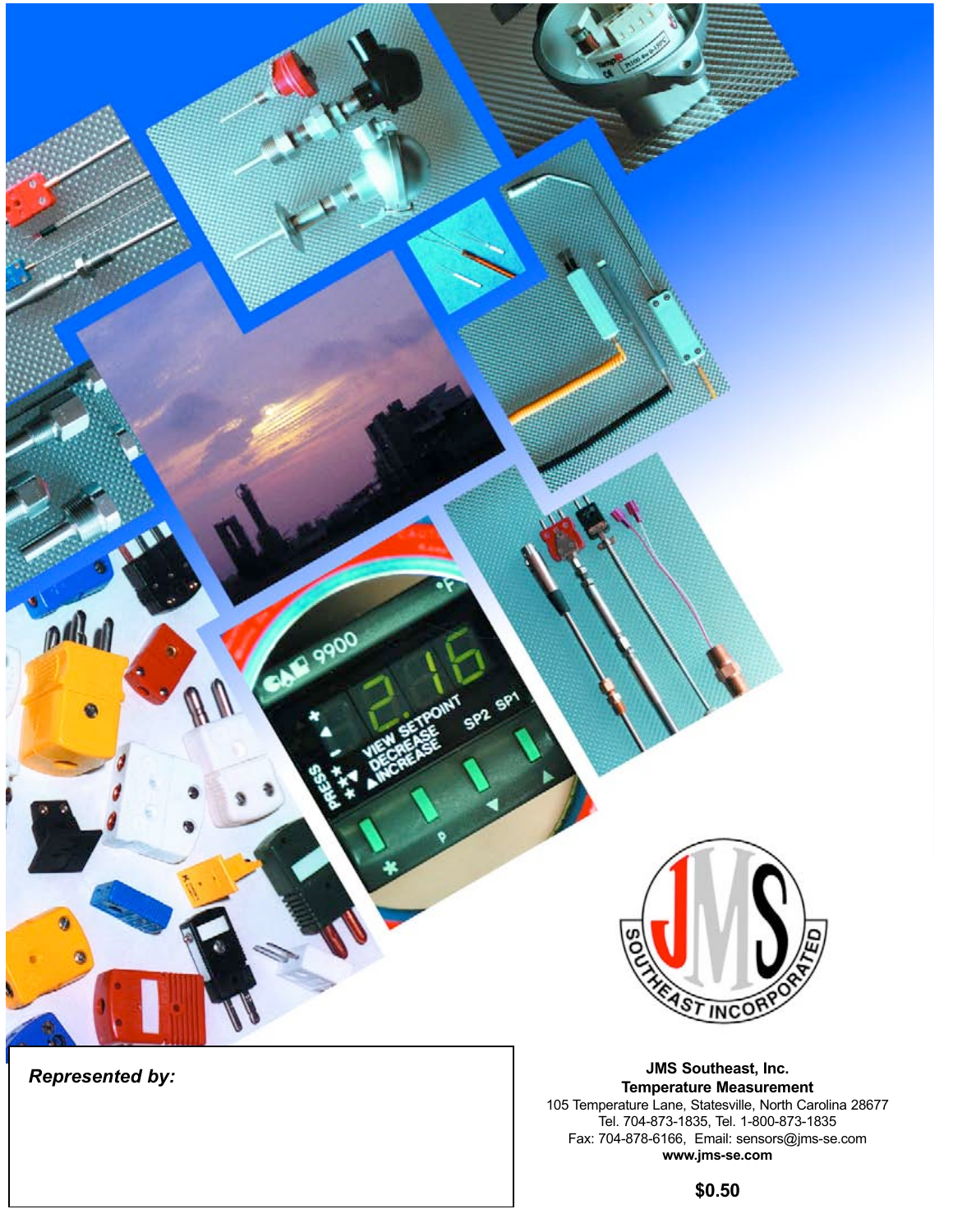*Represented by:*

**JMS Southeast, Inc.**
**Temperature Measurement**
105 Temperature Lane, Statesville, North Carolina 28677
Tel. 704-873-1835, Tel. 1-800-873-1835
Fax: 704-878-6166, Email: sensors@jms-se.com
**www.jms-se.com**

**$0.50**